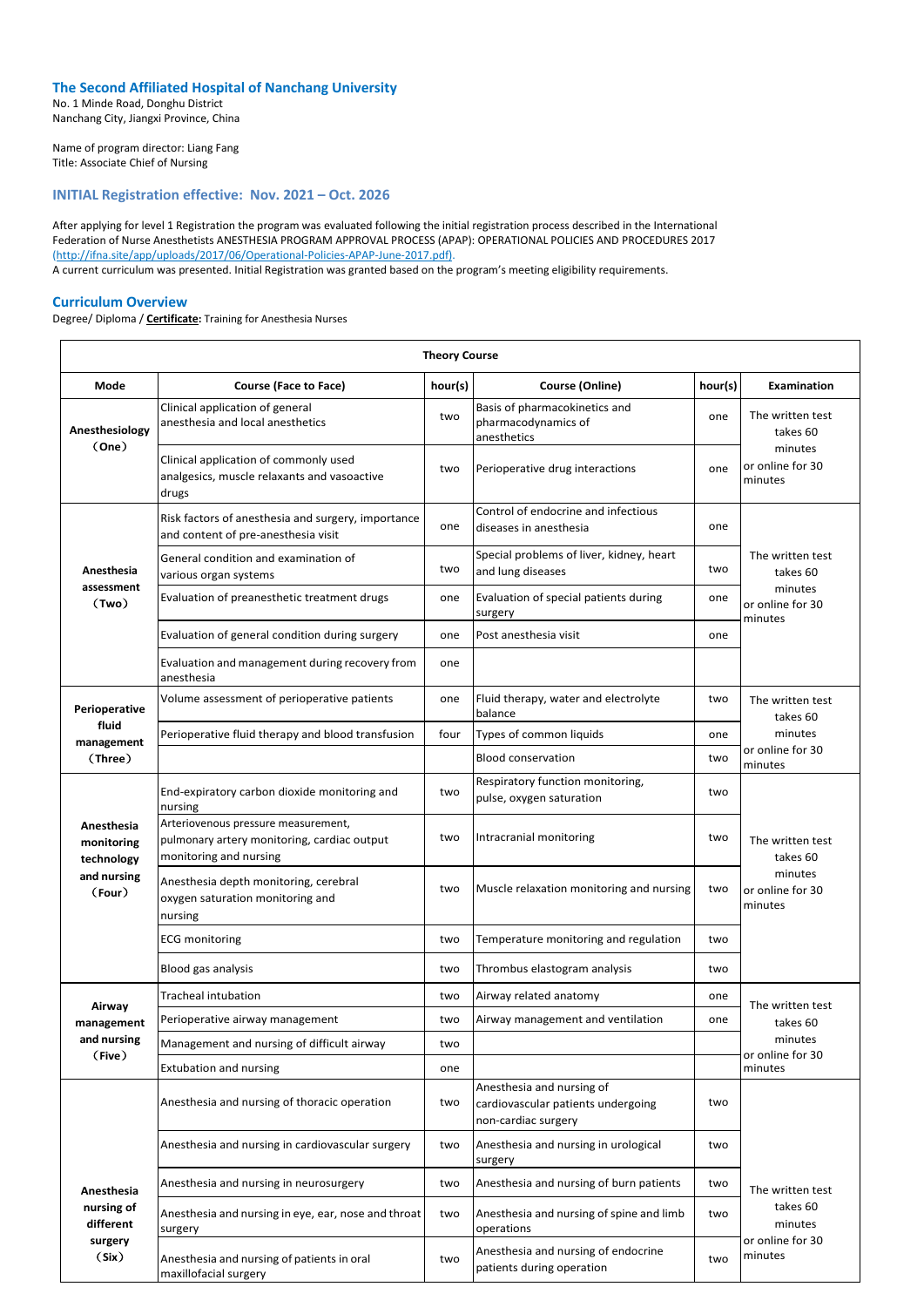## The Second Affiliated Hospital of Nanchang University

No. 1 Minde Road, Donghu District
Nanchang City, Jiangxi Province, China

Name of program director: Liang Fang
Title: Associate Chief of Nursing

### INITIAL Registration effective: Nov. 2021 – Oct. 2026

After applying for level 1 Registration the program was evaluated following the initial registration process described in the International Federation of Nurse Anesthetists ANESTHESIA PROGRAM APPROVAL PROCESS (APAP): OPERATIONAL POLICIES AND PROCEDURES 2017 (http://ifna.site/app/uploads/2017/06/Operational-Policies-APAP-June-2017.pdf).
A current curriculum was presented. Initial Registration was granted based on the program's meeting eligibility requirements.

### Curriculum Overview

Degree/ Diploma / **Certificate:** Training for Anesthesia Nurses

| Theory Course | | | | | |
|---|---|---|---|---|---|
| **Mode** | **Course (Face to Face)** | **hour(s)** | **Course (Online)** | **hour(s)** | **Examination** |
| **Anesthesiology （One）** | Clinical application of general anesthesia and local anesthetics | two | Basis of pharmacokinetics and pharmacodynamics of anesthetics | one | The written test takes 60 minutes or online for 30 minutes |
| | Clinical application of commonly used analgesics, muscle relaxants and vasoactive drugs | two | Perioperative drug interactions | one | |
| **Anesthesia assessment （Two）** | Risk factors of anesthesia and surgery, importance and content of pre-anesthesia visit | one | Control of endocrine and infectious diseases in anesthesia | one | The written test takes 60 minutes or online for 30 minutes |
| | General condition and examination of various organ systems | two | Special problems of liver, kidney, heart and lung diseases | two | |
| | Evaluation of preanesthetic treatment drugs | one | Evaluation of special patients during surgery | one | |
| | Evaluation of general condition during surgery | one | Post anesthesia visit | one | |
| | Evaluation and management during recovery from anesthesia | one | | | |
| **Perioperative fluid management （Three）** | Volume assessment of perioperative patients | one | Fluid therapy, water and electrolyte balance | two | The written test takes 60 minutes or online for 30 minutes |
| | Perioperative fluid therapy and blood transfusion | four | Types of common liquids | one | |
| | | | Blood conservation | two | |
| **Anesthesia monitoring technology and nursing （Four）** | End-expiratory carbon dioxide monitoring and nursing | two | Respiratory function monitoring, pulse, oxygen saturation | two | The written test takes 60 minutes or online for 30 minutes |
| | Arteriovenous pressure measurement, pulmonary artery monitoring, cardiac output monitoring and nursing | two | Intracranial monitoring | two | |
| | Anesthesia depth monitoring, cerebral oxygen saturation monitoring and nursing | two | Muscle relaxation monitoring and nursing | two | |
| | ECG monitoring | two | Temperature monitoring and regulation | two | |
| | Blood gas analysis | two | Thrombus elastogram analysis | two | |
| **Airway management and nursing （Five）** | Tracheal intubation | two | Airway related anatomy | one | The written test takes 60 minutes or online for 30 minutes |
| | Perioperative airway management | two | Airway management and ventilation | one | |
| | Management and nursing of difficult airway | two | | | |
| | Extubation and nursing | one | | | |
| **Anesthesia nursing of different surgery （Six）** | Anesthesia and nursing of thoracic operation | two | Anesthesia and nursing of cardiovascular patients undergoing non-cardiac surgery | two | The written test takes 60 minutes or online for 30 minutes |
| | Anesthesia and nursing in cardiovascular surgery | two | Anesthesia and nursing in urological surgery | two | |
| | Anesthesia and nursing in neurosurgery | two | Anesthesia and nursing of burn patients | two | |
| | Anesthesia and nursing in eye, ear, nose and throat surgery | two | Anesthesia and nursing of spine and limb operations | two | |
| | Anesthesia and nursing of patients in oral maxillofacial surgery | two | Anesthesia and nursing of endocrine patients during operation | two | |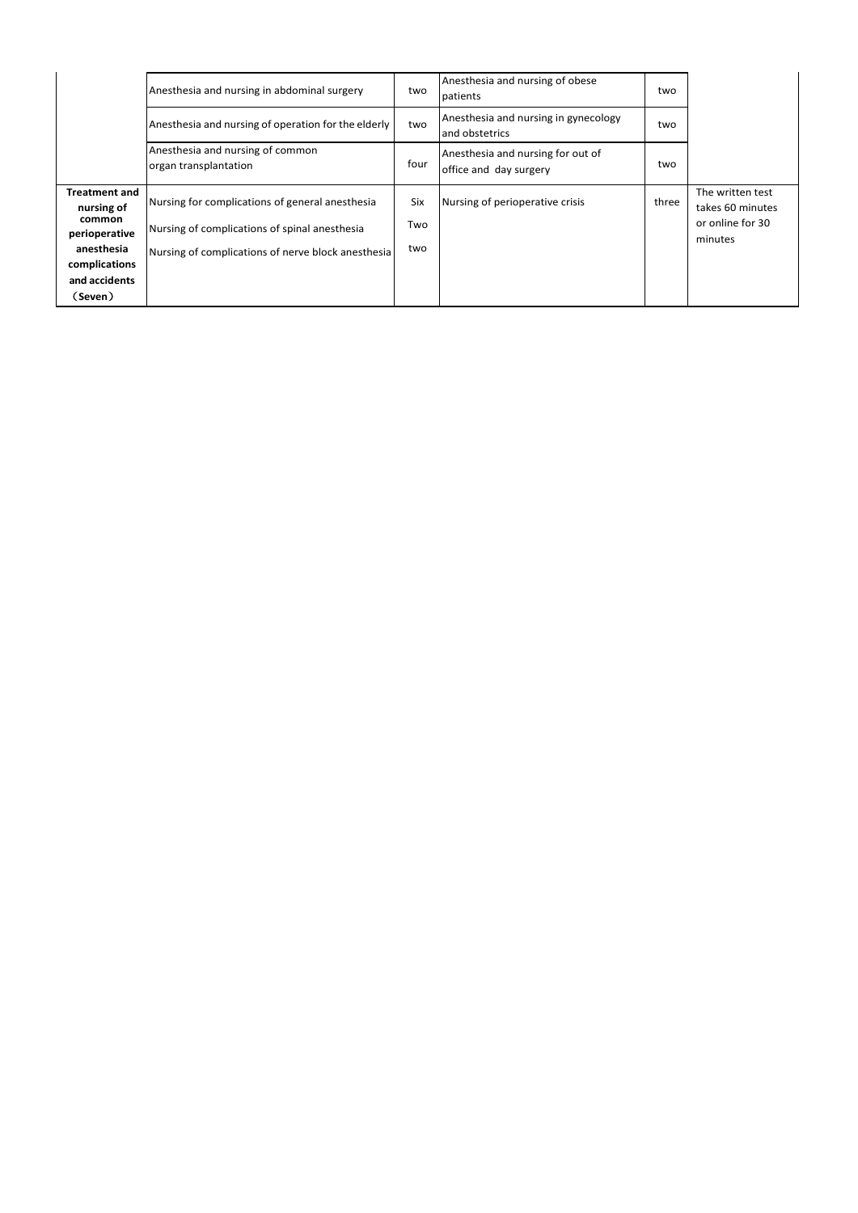| | | | | | |
|---|---|---|---|---|---|
| | Anesthesia and nursing in abdominal surgery | two | Anesthesia and nursing of obese patients | two | |
| | Anesthesia and nursing of operation for the elderly | two | Anesthesia and nursing in gynecology and obstetrics | two | |
| | Anesthesia and nursing of common organ transplantation | four | Anesthesia and nursing for out of office and day surgery | two | |
| **Treatment and nursing of common perioperative anesthesia complications and accidents （Seven）** | Nursing for complications of general anesthesia<br>Nursing of complications of spinal anesthesia<br>Nursing of complications of nerve block anesthesia | Six<br>Two<br>two | Nursing of perioperative crisis | three | The written test takes 60 minutes or online for 30 minutes |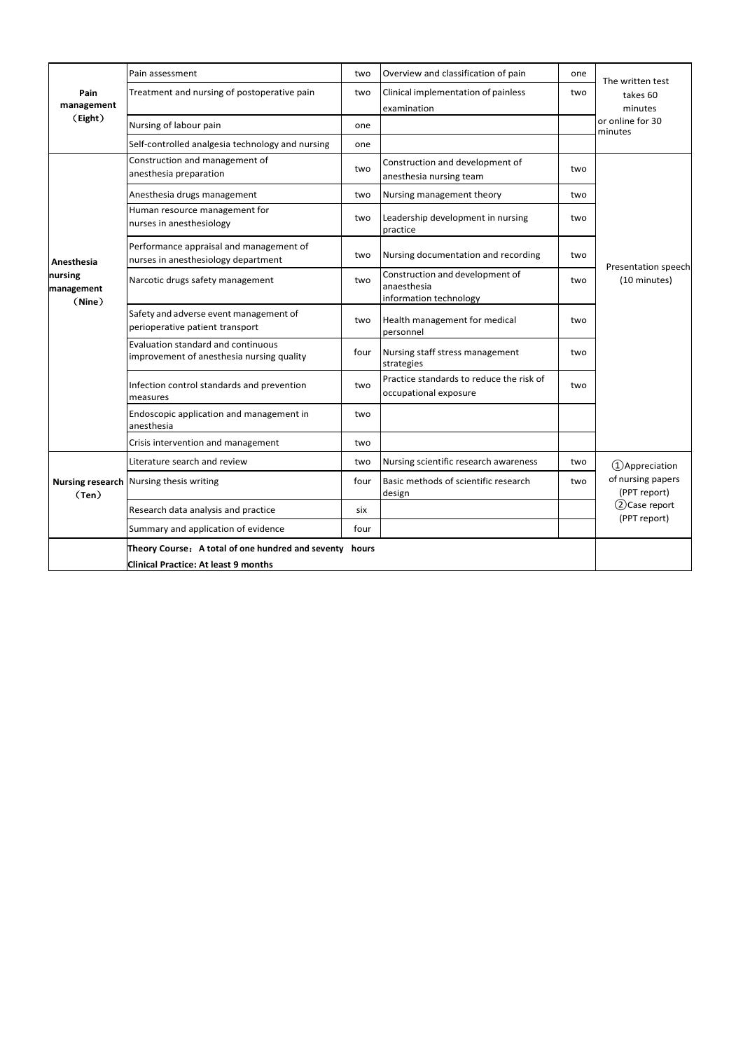| | | | | | |
|---|---|---|---|---|---|
| **Pain management （Eight）** | Pain assessment | two | Overview and classification of pain | one | The written test takes 60 minutes or online for 30 minutes |
| | Treatment and nursing of postoperative pain | two | Clinical implementation of painless examination | two | |
| | Nursing of labour pain | one | | | |
| | Self-controlled analgesia technology and nursing | one | | | |
| **Anesthesia nursing management （Nine）** | Construction and management of anesthesia preparation | two | Construction and development of anesthesia nursing team | two | Presentation speech (10 minutes) |
| | Anesthesia drugs management | two | Nursing management theory | two | |
| | Human resource management for nurses in anesthesiology | two | Leadership development in nursing practice | two | |
| | Performance appraisal and management of nurses in anesthesiology department | two | Nursing documentation and recording | two | |
| | Narcotic drugs safety management | two | Construction and development of anaesthesia information technology | two | |
| | Safety and adverse event management of perioperative patient transport | two | Health management for medical personnel | two | |
| | Evaluation standard and continuous improvement of anesthesia nursing quality | four | Nursing staff stress management strategies | two | |
| | Infection control standards and prevention measures | two | Practice standards to reduce the risk of occupational exposure | two | |
| | Endoscopic application and management in anesthesia | two | | | |
| | Crisis intervention and management | two | | | |
| **Nursing research （Ten）** | Literature search and review | two | Nursing scientific research awareness | two | ①Appreciation of nursing papers (PPT report) ②Case report (PPT report) |
| | Nursing thesis writing | four | Basic methods of scientific research design | two | |
| | Research data analysis and practice | six | | | |
| | Summary and application of evidence | four | | | |
| | **Theory Course：A total of one hundred and seventy hours** **Clinical Practice: At least 9 months** | | | | |